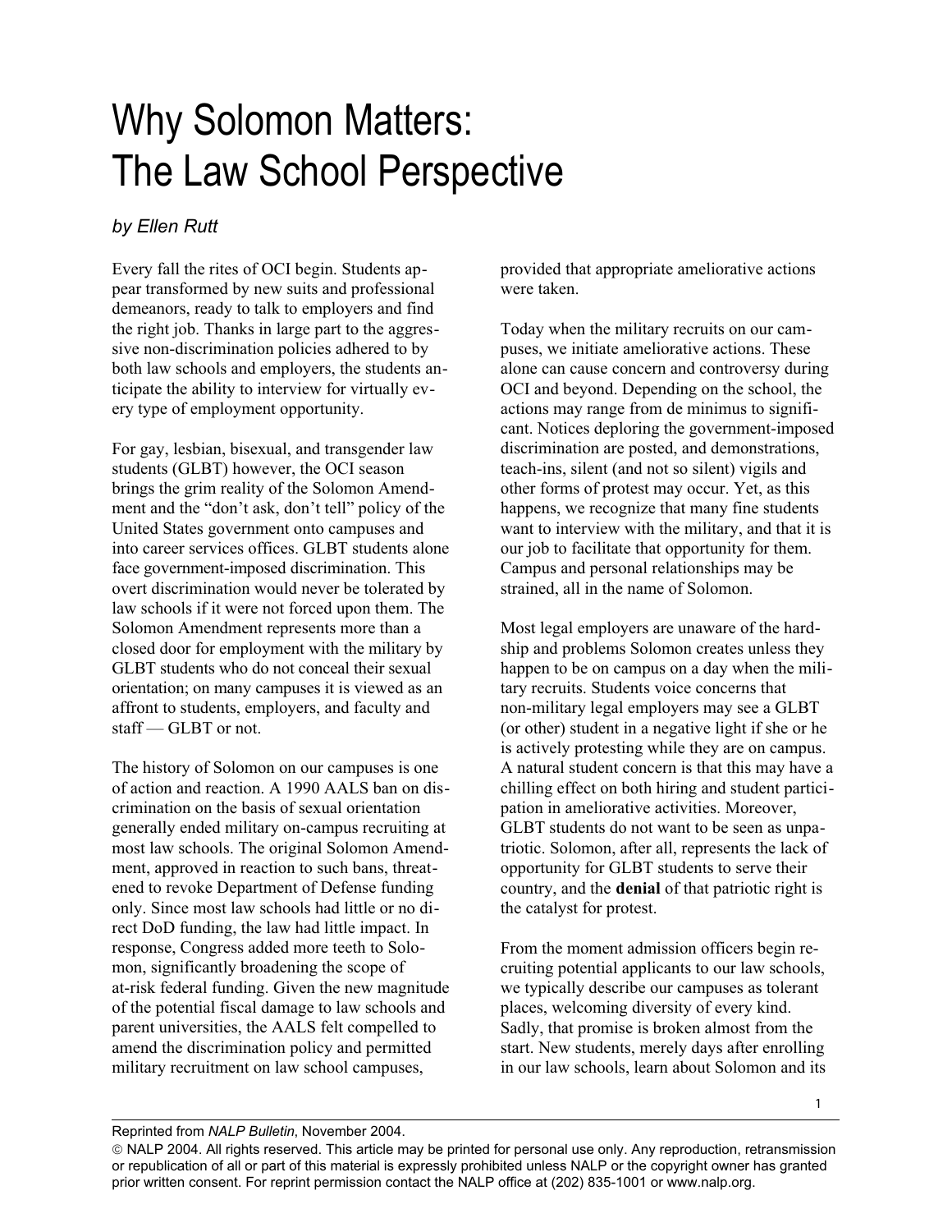# Why Solomon Matters: The Law School Perspective

*by Ellen Rutt*

Every fall the rites of OCI begin. Students appear transformed by new suits and professional demeanors, ready to talk to employers and find the right job. Thanks in large part to the aggressive non-discrimination policies adhered to by both law schools and employers, the students anticipate the ability to interview for virtually every type of employment opportunity.

For gay, lesbian, bisexual, and transgender law students (GLBT) however, the OCI season brings the grim reality of the Solomon Amendment and the "don't ask, don't tell" policy of the United States government onto campuses and into career services offices. GLBT students alone face government-imposed discrimination. This overt discrimination would never be tolerated by law schools if it were not forced upon them. The Solomon Amendment represents more than a closed door for employment with the military by GLBT students who do not conceal their sexual orientation; on many campuses it is viewed as an affront to students, employers, and faculty and staff — GLBT or not.

The history of Solomon on our campuses is one of action and reaction. A 1990 AALS ban on discrimination on the basis of sexual orientation generally ended military on-campus recruiting at most law schools. The original Solomon Amendment, approved in reaction to such bans, threatened to revoke Department of Defense funding only. Since most law schools had little or no direct DoD funding, the law had little impact. In response, Congress added more teeth to Solomon, significantly broadening the scope of at-risk federal funding. Given the new magnitude of the potential fiscal damage to law schools and parent universities, the AALS felt compelled to amend the discrimination policy and permitted military recruitment on law school campuses, provided that appropriate ameliorative actions were taken.

Today when the military recruits on our campuses, we initiate ameliorative actions. These alone can cause concern and controversy during OCI and beyond. Depending on the school, the actions may range from de minimus to significant. Notices deploring the government-imposed discrimination are posted, and demonstrations, teach-ins, silent (and not so silent) vigils and other forms of protest may occur. Yet, as this happens, we recognize that many fine students want to interview with the military, and that it is our job to facilitate that opportunity for them. Campus and personal relationships may be strained, all in the name of Solomon.

Most legal employers are unaware of the hardship and problems Solomon creates unless they happen to be on campus on a day when the military recruits. Students voice concerns that non-military legal employers may see a GLBT (or other) student in a negative light if she or he is actively protesting while they are on campus. A natural student concern is that this may have a chilling effect on both hiring and student participation in ameliorative activities. Moreover, GLBT students do not want to be seen as unpatriotic. Solomon, after all, represents the lack of opportunity for GLBT students to serve their country, and the **denial** of that patriotic right is the catalyst for protest.

From the moment admission officers begin recruiting potential applicants to our law schools, we typically describe our campuses as tolerant places, welcoming diversity of every kind. Sadly, that promise is broken almost from the start. New students, merely days after enrolling in our law schools, learn about Solomon and its

Reprinted from *NALP Bulletin*, November 2004.

© NALP 2004. All rights reserved. This article may be printed for personal use only. Any reproduction, retransmission or republication of all or part of this material is expressly prohibited unless NALP or the copyright owner has granted prior written consent. For reprint permission contact the NALP office at (202) 835-1001 or www.nalp.org.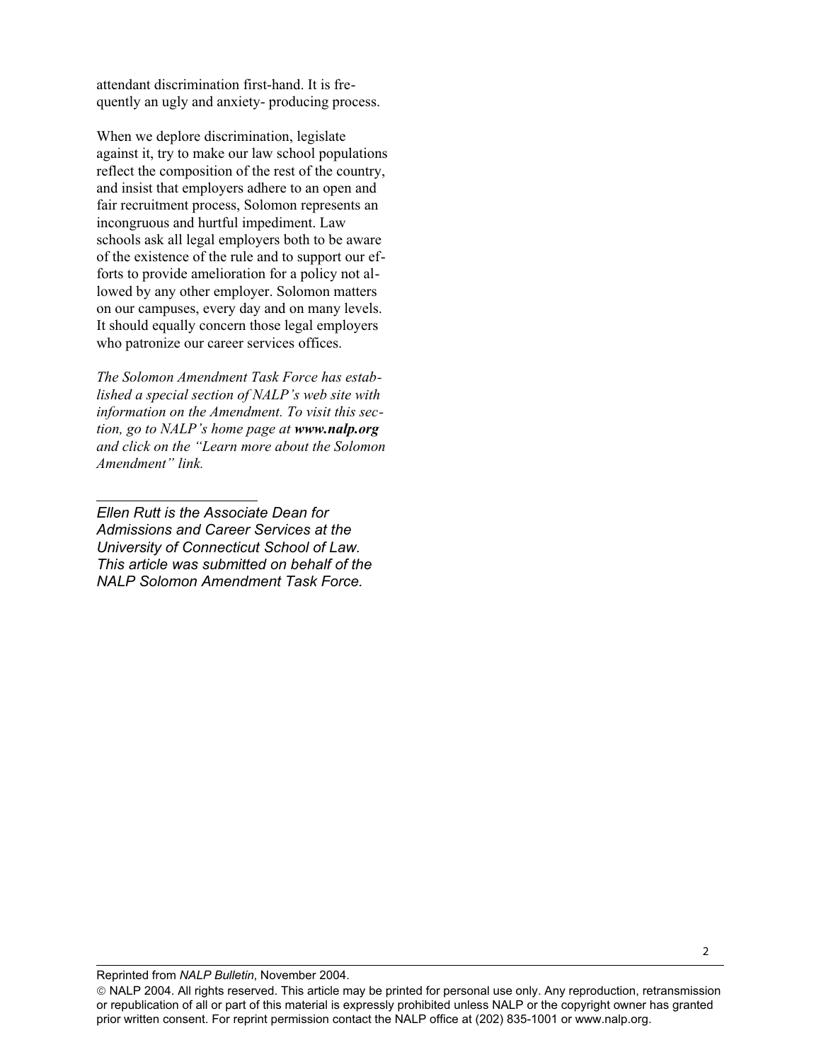attendant discrimination first-hand. It is frequently an ugly and anxiety- producing process.

When we deplore discrimination, legislate against it, try to make our law school populations reflect the composition of the rest of the country, and insist that employers adhere to an open and fair recruitment process, Solomon represents an incongruous and hurtful impediment. Law schools ask all legal employers both to be aware of the existence of the rule and to support our efforts to provide amelioration for a policy not allowed by any other employer. Solomon matters on our campuses, every day and on many levels. It should equally concern those legal employers who patronize our career services offices.

*The Solomon Amendment Task Force has established a special section of NALP's web site with information on the Amendment. To visit this section, go to NALP's home page at **www.nalp.org** and click on the "Learn more about the Solomon Amendment" link.*

---

*Ellen Rutt is the Associate Dean for Admissions and Career Services at the University of Connecticut School of Law. This article was submitted on behalf of the NALP Solomon Amendment Task Force.*

Reprinted from *NALP Bulletin*, November 2004.

© NALP 2004. All rights reserved. This article may be printed for personal use only. Any reproduction, retransmission or republication of all or part of this material is expressly prohibited unless NALP or the copyright owner has granted prior written consent. For reprint permission contact the NALP office at (202) 835-1001 or www.nalp.org.